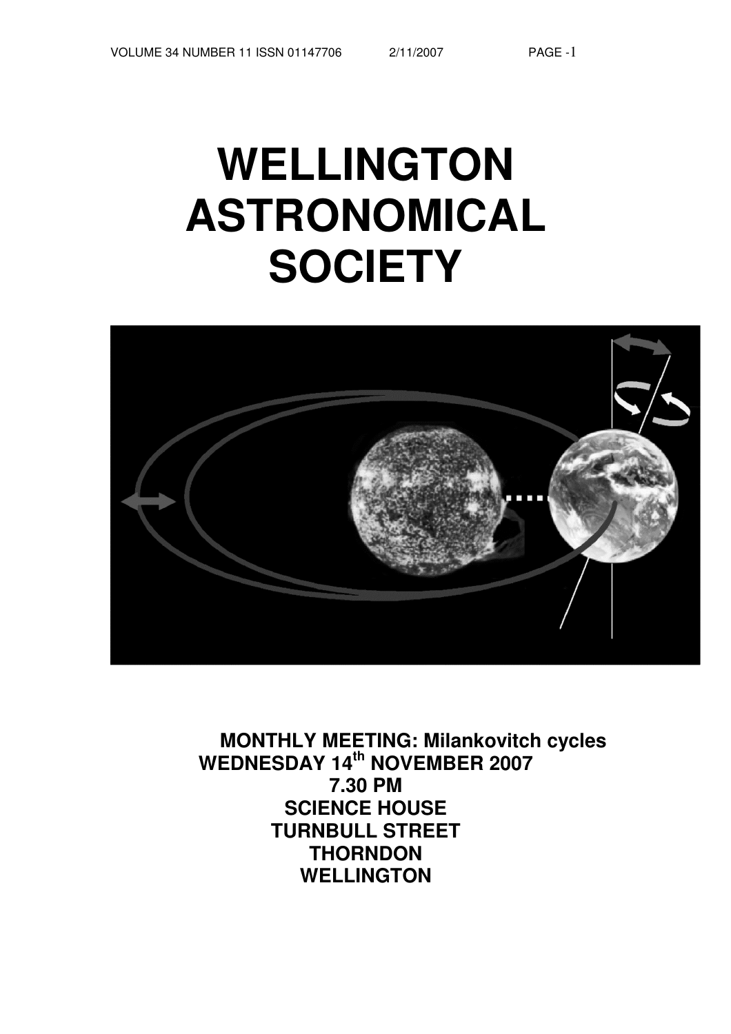# WELLINGTON ASTRONOMICAL SOCIETY

**MONTHLY MEETING: Milankovitch cycles**
**WEDNESDAY 14th NOVEMBER 2007**
**7.30 PM**
**SCIENCE HOUSE**
**TURNBULL STREET**
**THORNDON**
**WELLINGTON**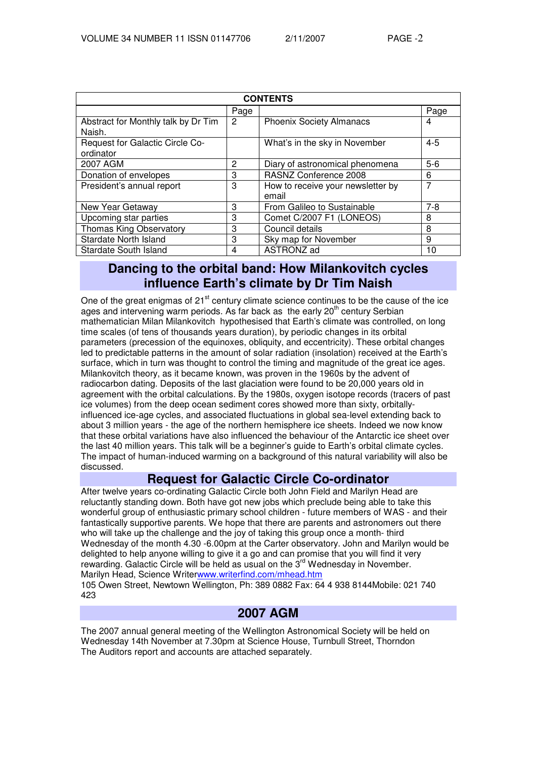| CONTENTS | | | |
|---|---|---|---|
| | Page | | Page |
| Abstract for Monthly talk by Dr Tim Naish. | 2 | Phoenix Society Almanacs | 4 |
| Request for Galactic Circle Co-ordinator | | What's in the sky in November | 4-5 |
| 2007 AGM | 2 | Diary of astronomical phenomena | 5-6 |
| Donation of envelopes | 3 | RASNZ Conference 2008 | 6 |
| President's annual report | 3 | How to receive your newsletter by email | 7 |
| New Year Getaway | 3 | From Galileo to Sustainable | 7-8 |
| Upcoming star parties | 3 | Comet C/2007 F1 (LONEOS) | 8 |
| Thomas King Observatory | 3 | Council details | 8 |
| Stardate North Island | 3 | Sky map for November | 9 |
| Stardate South Island | 4 | ASTRONZ ad | 10 |

## Dancing to the orbital band: How Milankovitch cycles influence Earth's climate by Dr Tim Naish

One of the great enigmas of 21st century climate science continues to be the cause of the ice ages and intervening warm periods. As far back as the early 20th century Serbian mathematician Milan Milankovitch hypothesised that Earth's climate was controlled, on long time scales (of tens of thousands years duration), by periodic changes in its orbital parameters (precession of the equinoxes, obliquity, and eccentricity). These orbital changes led to predictable patterns in the amount of solar radiation (insolation) received at the Earth's surface, which in turn was thought to control the timing and magnitude of the great ice ages. Milankovitch theory, as it became known, was proven in the 1960s by the advent of radiocarbon dating. Deposits of the last glaciation were found to be 20,000 years old in agreement with the orbital calculations. By the 1980s, oxygen isotope records (tracers of past ice volumes) from the deep ocean sediment cores showed more than sixty, orbitally-influenced ice-age cycles, and associated fluctuations in global sea-level extending back to about 3 million years - the age of the northern hemisphere ice sheets. Indeed we now know that these orbital variations have also influenced the behaviour of the Antarctic ice sheet over the last 40 million years. This talk will be a beginner's guide to Earth's orbital climate cycles. The impact of human-induced warming on a background of this natural variability will also be discussed.

## Request for Galactic Circle Co-ordinator

After twelve years co-ordinating Galactic Circle both John Field and Marilyn Head are reluctantly standing down. Both have got new jobs which preclude being able to take this wonderful group of enthusiastic primary school children - future members of WAS - and their fantastically supportive parents. We hope that there are parents and astronomers out there who will take up the challenge and the joy of taking this group once a month- third Wednesday of the month 4.30 -6.00pm at the Carter observatory. John and Marilyn would be delighted to help anyone willing to give it a go and can promise that you will find it very rewarding. Galactic Circle will be held as usual on the 3rd Wednesday in November.
Marilyn Head, Science Writerwww.writerfind.com/mhead.htm
105 Owen Street, Newtown Wellington, Ph: 389 0882 Fax: 64 4 938 8144Mobile: 021 740 423

## 2007 AGM

The 2007 annual general meeting of the Wellington Astronomical Society will be held on Wednesday 14th November at 7.30pm at Science House, Turnbull Street, Thorndon
The Auditors report and accounts are attached separately.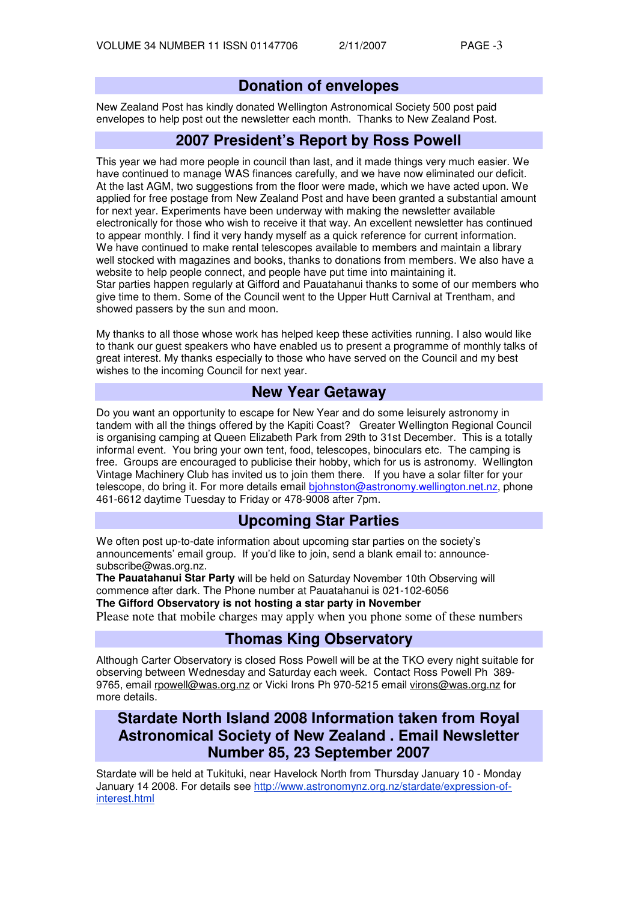## Donation of envelopes

New Zealand Post has kindly donated Wellington Astronomical Society 500 post paid envelopes to help post out the newsletter each month. Thanks to New Zealand Post.

## 2007 President's Report by Ross Powell

This year we had more people in council than last, and it made things very much easier. We have continued to manage WAS finances carefully, and we have now eliminated our deficit. At the last AGM, two suggestions from the floor were made, which we have acted upon. We applied for free postage from New Zealand Post and have been granted a substantial amount for next year. Experiments have been underway with making the newsletter available electronically for those who wish to receive it that way. An excellent newsletter has continued to appear monthly. I find it very handy myself as a quick reference for current information. We have continued to make rental telescopes available to members and maintain a library well stocked with magazines and books, thanks to donations from members. We also have a website to help people connect, and people have put time into maintaining it.
Star parties happen regularly at Gifford and Pauatahanui thanks to some of our members who give time to them. Some of the Council went to the Upper Hutt Carnival at Trentham, and showed passers by the sun and moon.

My thanks to all those whose work has helped keep these activities running. I also would like to thank our guest speakers who have enabled us to present a programme of monthly talks of great interest. My thanks especially to those who have served on the Council and my best wishes to the incoming Council for next year.

## New Year Getaway

Do you want an opportunity to escape for New Year and do some leisurely astronomy in tandem with all the things offered by the Kapiti Coast? Greater Wellington Regional Council is organising camping at Queen Elizabeth Park from 29th to 31st December. This is a totally informal event. You bring your own tent, food, telescopes, binoculars etc. The camping is free. Groups are encouraged to publicise their hobby, which for us is astronomy. Wellington Vintage Machinery Club has invited us to join them there. If you have a solar filter for your telescope, do bring it. For more details email bjohnston@astronomy.wellington.net.nz, phone 461-6612 daytime Tuesday to Friday or 478-9008 after 7pm.

## Upcoming Star Parties

We often post up-to-date information about upcoming star parties on the society's announcements' email group. If you'd like to join, send a blank email to: announce-subscribe@was.org.nz.
**The Pauatahanui Star Party** will be held on Saturday November 10th Observing will commence after dark. The Phone number at Pauatahanui is 021-102-6056
**The Gifford Observatory is not hosting a star party in November**
Please note that mobile charges may apply when you phone some of these numbers

## Thomas King Observatory

Although Carter Observatory is closed Ross Powell will be at the TKO every night suitable for observing between Wednesday and Saturday each week. Contact Ross Powell Ph 389-9765, email rpowell@was.org.nz or Vicki Irons Ph 970-5215 email virons@was.org.nz for more details.

## Stardate North Island 2008 Information taken from Royal Astronomical Society of New Zealand . Email Newsletter Number 85, 23 September 2007

Stardate will be held at Tukituki, near Havelock North from Thursday January 10 - Monday January 14 2008. For details see http://www.astronomynz.org.nz/stardate/expression-of-interest.html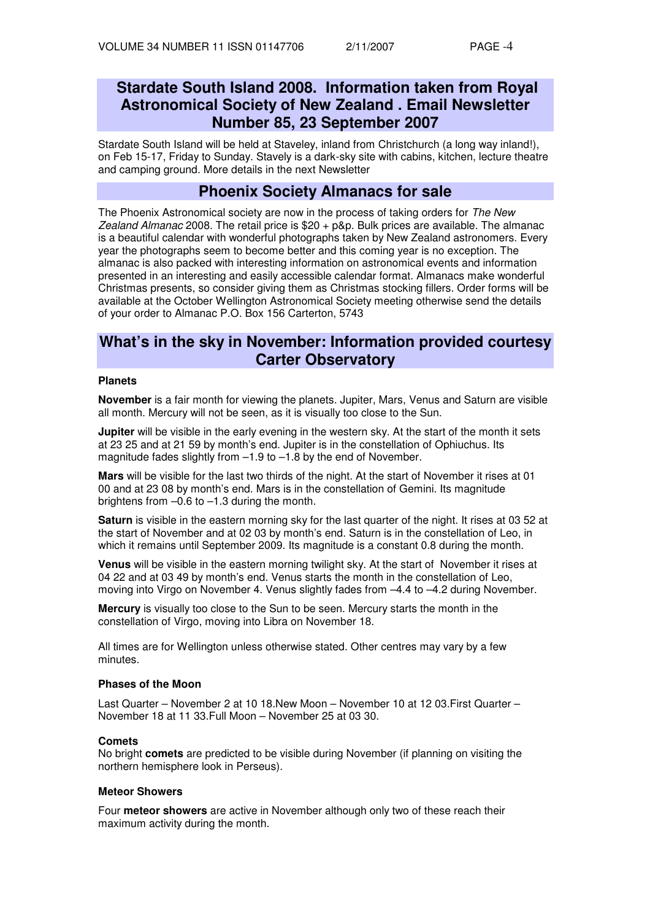## Stardate South Island 2008. Information taken from Royal Astronomical Society of New Zealand . Email Newsletter Number 85, 23 September 2007

Stardate South Island will be held at Staveley, inland from Christchurch (a long way inland!), on Feb 15-17, Friday to Sunday. Stavely is a dark-sky site with cabins, kitchen, lecture theatre and camping ground. More details in the next Newsletter

## Phoenix Society Almanacs for sale

The Phoenix Astronomical society are now in the process of taking orders for *The New Zealand Almanac* 2008. The retail price is $20 + p&p. Bulk prices are available. The almanac is a beautiful calendar with wonderful photographs taken by New Zealand astronomers. Every year the photographs seem to become better and this coming year is no exception. The almanac is also packed with interesting information on astronomical events and information presented in an interesting and easily accessible calendar format. Almanacs make wonderful Christmas presents, so consider giving them as Christmas stocking fillers. Order forms will be available at the October Wellington Astronomical Society meeting otherwise send the details of your order to Almanac P.O. Box 156 Carterton, 5743

## What's in the sky in November: Information provided courtesy Carter Observatory

#### Planets

**November** is a fair month for viewing the planets. Jupiter, Mars, Venus and Saturn are visible all month. Mercury will not be seen, as it is visually too close to the Sun.

**Jupiter** will be visible in the early evening in the western sky. At the start of the month it sets at 23 25 and at 21 59 by month's end. Jupiter is in the constellation of Ophiuchus. Its magnitude fades slightly from –1.9 to –1.8 by the end of November.

**Mars** will be visible for the last two thirds of the night. At the start of November it rises at 01 00 and at 23 08 by month's end. Mars is in the constellation of Gemini. Its magnitude brightens from –0.6 to –1.3 during the month.

**Saturn** is visible in the eastern morning sky for the last quarter of the night. It rises at 03 52 at the start of November and at 02 03 by month's end. Saturn is in the constellation of Leo, in which it remains until September 2009. Its magnitude is a constant 0.8 during the month.

**Venus** will be visible in the eastern morning twilight sky. At the start of November it rises at 04 22 and at 03 49 by month's end. Venus starts the month in the constellation of Leo, moving into Virgo on November 4. Venus slightly fades from –4.4 to –4.2 during November.

**Mercury** is visually too close to the Sun to be seen. Mercury starts the month in the constellation of Virgo, moving into Libra on November 18.

All times are for Wellington unless otherwise stated. Other centres may vary by a few minutes.

#### Phases of the Moon

Last Quarter – November 2 at 10 18.New Moon – November 10 at 12 03.First Quarter – November 18 at 11 33.Full Moon – November 25 at 03 30.

#### Comets

No bright **comets** are predicted to be visible during November (if planning on visiting the northern hemisphere look in Perseus).

#### Meteor Showers

Four **meteor showers** are active in November although only two of these reach their maximum activity during the month.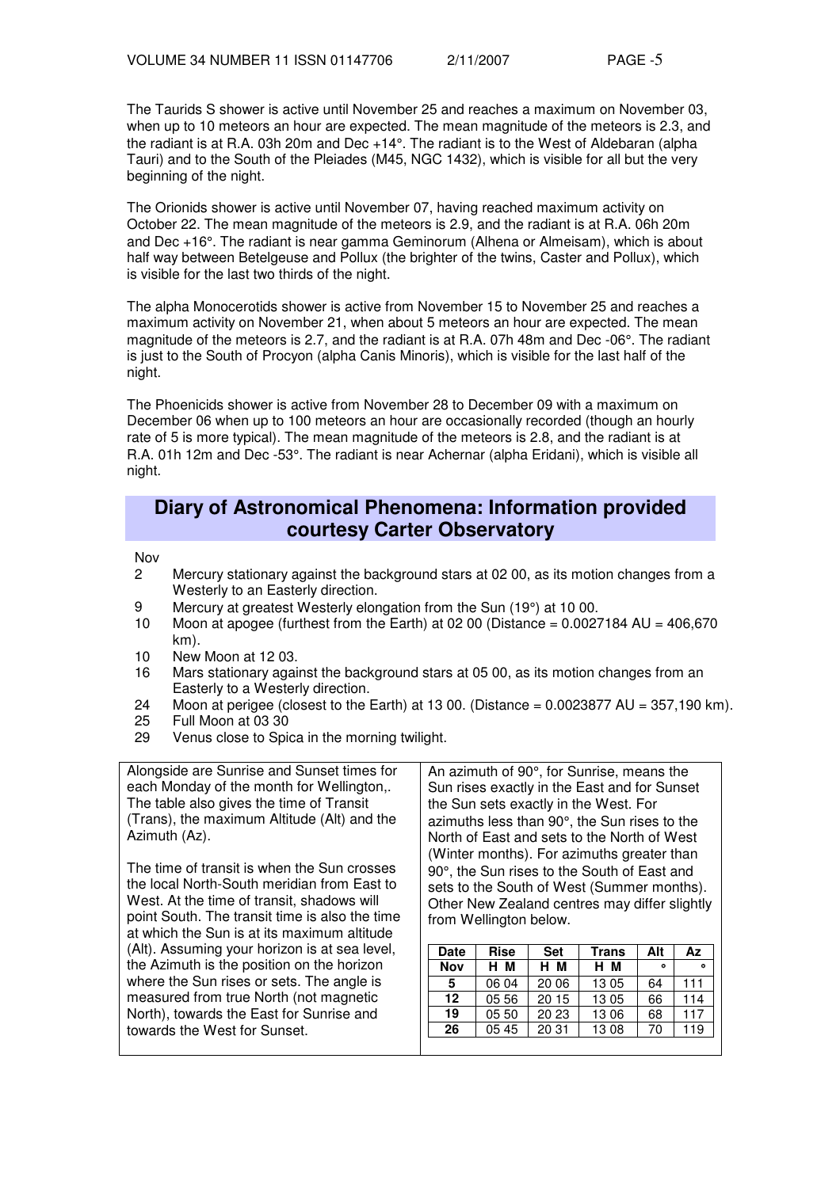The Taurids S shower is active until November 25 and reaches a maximum on November 03, when up to 10 meteors an hour are expected. The mean magnitude of the meteors is 2.3, and the radiant is at R.A. 03h 20m and Dec +14°. The radiant is to the West of Aldebaran (alpha Tauri) and to the South of the Pleiades (M45, NGC 1432), which is visible for all but the very beginning of the night.

The Orionids shower is active until November 07, having reached maximum activity on October 22. The mean magnitude of the meteors is 2.9, and the radiant is at R.A. 06h 20m and Dec +16°. The radiant is near gamma Geminorum (Alhena or Almeisam), which is about half way between Betelgeuse and Pollux (the brighter of the twins, Caster and Pollux), which is visible for the last two thirds of the night.

The alpha Monocerotids shower is active from November 15 to November 25 and reaches a maximum activity on November 21, when about 5 meteors an hour are expected. The mean magnitude of the meteors is 2.7, and the radiant is at R.A. 07h 48m and Dec -06°. The radiant is just to the South of Procyon (alpha Canis Minoris), which is visible for the last half of the night.

The Phoenicids shower is active from November 28 to December 09 with a maximum on December 06 when up to 100 meteors an hour are occasionally recorded (though an hourly rate of 5 is more typical). The mean magnitude of the meteors is 2.8, and the radiant is at R.A. 01h 12m and Dec -53°. The radiant is near Achernar (alpha Eridani), which is visible all night.

## Diary of Astronomical Phenomena: Information provided courtesy Carter Observatory

Nov

- 2 Mercury stationary against the background stars at 02 00, as its motion changes from a Westerly to an Easterly direction.
- 9 Mercury at greatest Westerly elongation from the Sun (19°) at 10 00.
- 10 Moon at apogee (furthest from the Earth) at 02 00 (Distance = 0.0027184 AU = 406,670 km).
- 10 New Moon at 12 03.
- 16 Mars stationary against the background stars at 05 00, as its motion changes from an Easterly to a Westerly direction.
- 24 Moon at perigee (closest to the Earth) at 13 00. (Distance = 0.0023877 AU = 357,190 km).
- 25 Full Moon at 03 30
- 29 Venus close to Spica in the morning twilight.

Alongside are Sunrise and Sunset times for each Monday of the month for Wellington,. The table also gives the time of Transit (Trans), the maximum Altitude (Alt) and the Azimuth (Az).

The time of transit is when the Sun crosses the local North-South meridian from East to West. At the time of transit, shadows will point South. The transit time is also the time at which the Sun is at its maximum altitude (Alt). Assuming your horizon is at sea level, the Azimuth is the position on the horizon where the Sun rises or sets. The angle is measured from true North (not magnetic North), towards the East for Sunrise and towards the West for Sunset.

An azimuth of 90°, for Sunrise, means the Sun rises exactly in the East and for Sunset the Sun sets exactly in the West. For azimuths less than 90°, the Sun rises to the North of East and sets to the North of West (Winter months). For azimuths greater than 90°, the Sun rises to the South of East and sets to the South of West (Summer months). Other New Zealand centres may differ slightly from Wellington below.

| Date | Rise | Set | Trans | Alt | Az |
|---|---|---|---|---|---|
| Nov | H M | H M | H M | ° | ° |
| 5 | 06 04 | 20 06 | 13 05 | 64 | 111 |
| 12 | 05 56 | 20 15 | 13 05 | 66 | 114 |
| 19 | 05 50 | 20 23 | 13 06 | 68 | 117 |
| 26 | 05 45 | 20 31 | 13 08 | 70 | 119 |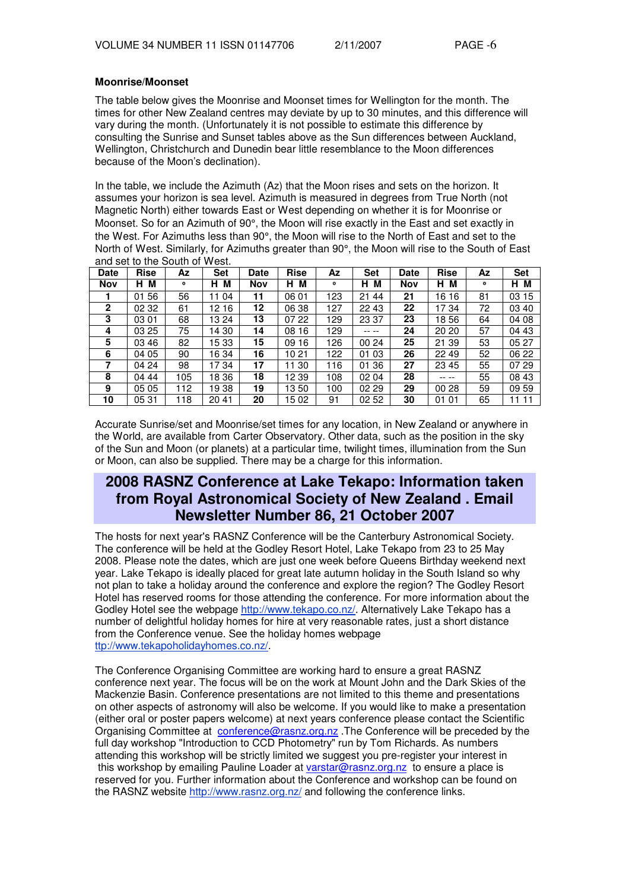**Moonrise/Moonset**

The table below gives the Moonrise and Moonset times for Wellington for the month. The times for other New Zealand centres may deviate by up to 30 minutes, and this difference will vary during the month. (Unfortunately it is not possible to estimate this difference by consulting the Sunrise and Sunset tables above as the Sun differences between Auckland, Wellington, Christchurch and Dunedin bear little resemblance to the Moon differences because of the Moon's declination).

In the table, we include the Azimuth (Az) that the Moon rises and sets on the horizon. It assumes your horizon is sea level. Azimuth is measured in degrees from True North (not Magnetic North) either towards East or West depending on whether it is for Moonrise or Moonset. So for an Azimuth of 90°, the Moon will rise exactly in the East and set exactly in the West. For Azimuths less than 90°, the Moon will rise to the North of East and set to the North of West. Similarly, for Azimuths greater than 90°, the Moon will rise to the South of East and set to the South of West.

| Date | Rise | Az | Set | Date | Rise | Az | Set | Date | Rise | Az | Set |
|---|---|---|---|---|---|---|---|---|---|---|---|
| Nov | H M | ° | H M | Nov | H M | ° | H M | Nov | H M | ° | H M |
| 1 | 01 56 | 56 | 11 04 | 11 | 06 01 | 123 | 21 44 | 21 | 16 16 | 81 | 03 15 |
| 2 | 02 32 | 61 | 12 16 | 12 | 06 38 | 127 | 22 43 | 22 | 17 34 | 72 | 03 40 |
| 3 | 03 01 | 68 | 13 24 | 13 | 07 22 | 129 | 23 37 | 23 | 18 56 | 64 | 04 08 |
| 4 | 03 25 | 75 | 14 30 | 14 | 08 16 | 129 | -- -- | 24 | 20 20 | 57 | 04 43 |
| 5 | 03 46 | 82 | 15 33 | 15 | 09 16 | 126 | 00 24 | 25 | 21 39 | 53 | 05 27 |
| 6 | 04 05 | 90 | 16 34 | 16 | 10 21 | 122 | 01 03 | 26 | 22 49 | 52 | 06 22 |
| 7 | 04 24 | 98 | 17 34 | 17 | 11 30 | 116 | 01 36 | 27 | 23 45 | 55 | 07 29 |
| 8 | 04 44 | 105 | 18 36 | 18 | 12 39 | 108 | 02 04 | 28 | -- -- | 55 | 08 43 |
| 9 | 05 05 | 112 | 19 38 | 19 | 13 50 | 100 | 02 29 | 29 | 00 28 | 59 | 09 59 |
| 10 | 05 31 | 118 | 20 41 | 20 | 15 02 | 91 | 02 52 | 30 | 01 01 | 65 | 11 11 |

Accurate Sunrise/set and Moonrise/set times for any location, in New Zealand or anywhere in the World, are available from Carter Observatory. Other data, such as the position in the sky of the Sun and Moon (or planets) at a particular time, twilight times, illumination from the Sun or Moon, can also be supplied. There may be a charge for this information.

## 2008 RASNZ Conference at Lake Tekapo: Information taken from Royal Astronomical Society of New Zealand . Email Newsletter Number 86, 21 October 2007

The hosts for next year's RASNZ Conference will be the Canterbury Astronomical Society. The conference will be held at the Godley Resort Hotel, Lake Tekapo from 23 to 25 May 2008. Please note the dates, which are just one week before Queens Birthday weekend next year. Lake Tekapo is ideally placed for great late autumn holiday in the South Island so why not plan to take a holiday around the conference and explore the region? The Godley Resort Hotel has reserved rooms for those attending the conference. For more information about the Godley Hotel see the webpage http://www.tekapo.co.nz/. Alternatively Lake Tekapo has a number of delightful holiday homes for hire at very reasonable rates, just a short distance from the Conference venue. See the holiday homes webpage ttp://www.tekapoholidayhomes.co.nz/.

The Conference Organising Committee are working hard to ensure a great RASNZ conference next year. The focus will be on the work at Mount John and the Dark Skies of the Mackenzie Basin. Conference presentations are not limited to this theme and presentations on other aspects of astronomy will also be welcome. If you would like to make a presentation (either oral or poster papers welcome) at next years conference please contact the Scientific Organising Committee at conference@rasnz.org.nz .The Conference will be preceded by the full day workshop "Introduction to CCD Photometry" run by Tom Richards. As numbers attending this workshop will be strictly limited we suggest you pre-register your interest in this workshop by emailing Pauline Loader at varstar@rasnz.org.nz to ensure a place is reserved for you. Further information about the Conference and workshop can be found on the RASNZ website http://www.rasnz.org.nz/ and following the conference links.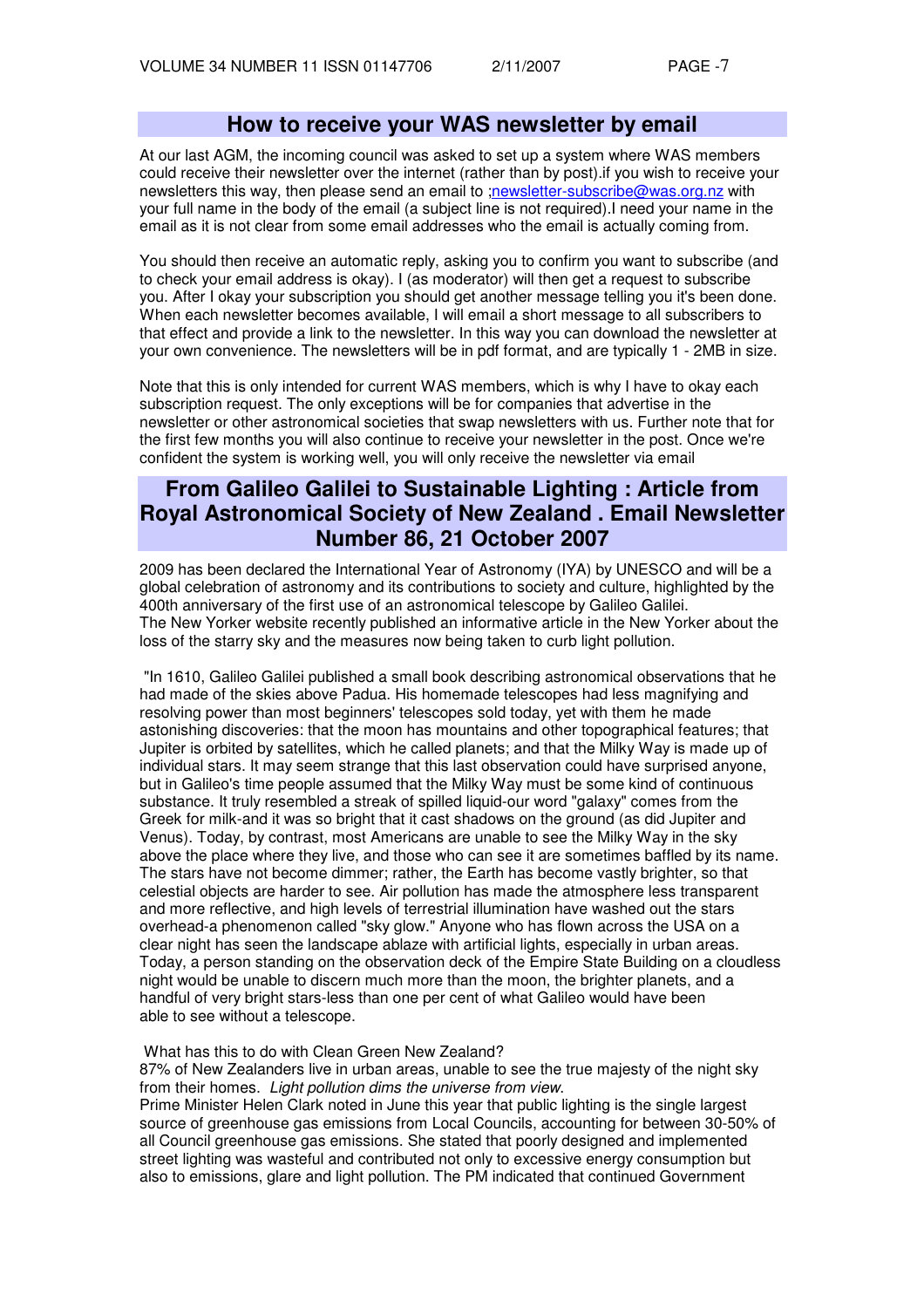## How to receive your WAS newsletter by email

At our last AGM, the incoming council was asked to set up a system where WAS members could receive their newsletter over the internet (rather than by post).if you wish to receive your newsletters this way, then please send an email to ;newsletter-subscribe@was.org.nz with your full name in the body of the email (a subject line is not required).I need your name in the email as it is not clear from some email addresses who the email is actually coming from.

You should then receive an automatic reply, asking you to confirm you want to subscribe (and to check your email address is okay). I (as moderator) will then get a request to subscribe you. After I okay your subscription you should get another message telling you it's been done. When each newsletter becomes available, I will email a short message to all subscribers to that effect and provide a link to the newsletter. In this way you can download the newsletter at your own convenience. The newsletters will be in pdf format, and are typically 1 - 2MB in size.

Note that this is only intended for current WAS members, which is why I have to okay each subscription request. The only exceptions will be for companies that advertise in the newsletter or other astronomical societies that swap newsletters with us. Further note that for the first few months you will also continue to receive your newsletter in the post. Once we're confident the system is working well, you will only receive the newsletter via email

## From Galileo Galilei to Sustainable Lighting : Article from Royal Astronomical Society of New Zealand . Email Newsletter Number 86, 21 October 2007

2009 has been declared the International Year of Astronomy (IYA) by UNESCO and will be a global celebration of astronomy and its contributions to society and culture, highlighted by the 400th anniversary of the first use of an astronomical telescope by Galileo Galilei.
The New Yorker website recently published an informative article in the New Yorker about the loss of the starry sky and the measures now being taken to curb light pollution.

"In 1610, Galileo Galilei published a small book describing astronomical observations that he had made of the skies above Padua. His homemade telescopes had less magnifying and resolving power than most beginners' telescopes sold today, yet with them he made astonishing discoveries: that the moon has mountains and other topographical features; that Jupiter is orbited by satellites, which he called planets; and that the Milky Way is made up of individual stars. It may seem strange that this last observation could have surprised anyone, but in Galileo's time people assumed that the Milky Way must be some kind of continuous substance. It truly resembled a streak of spilled liquid-our word "galaxy" comes from the Greek for milk-and it was so bright that it cast shadows on the ground (as did Jupiter and Venus). Today, by contrast, most Americans are unable to see the Milky Way in the sky above the place where they live, and those who can see it are sometimes baffled by its name. The stars have not become dimmer; rather, the Earth has become vastly brighter, so that celestial objects are harder to see. Air pollution has made the atmosphere less transparent and more reflective, and high levels of terrestrial illumination have washed out the stars overhead-a phenomenon called "sky glow." Anyone who has flown across the USA on a clear night has seen the landscape ablaze with artificial lights, especially in urban areas. Today, a person standing on the observation deck of the Empire State Building on a cloudless night would be unable to discern much more than the moon, the brighter planets, and a handful of very bright stars-less than one per cent of what Galileo would have been able to see without a telescope.

What has this to do with Clean Green New Zealand?
87% of New Zealanders live in urban areas, unable to see the true majesty of the night sky from their homes. *Light pollution dims the universe from view.*
Prime Minister Helen Clark noted in June this year that public lighting is the single largest source of greenhouse gas emissions from Local Councils, accounting for between 30-50% of all Council greenhouse gas emissions. She stated that poorly designed and implemented street lighting was wasteful and contributed not only to excessive energy consumption but also to emissions, glare and light pollution. The PM indicated that continued Government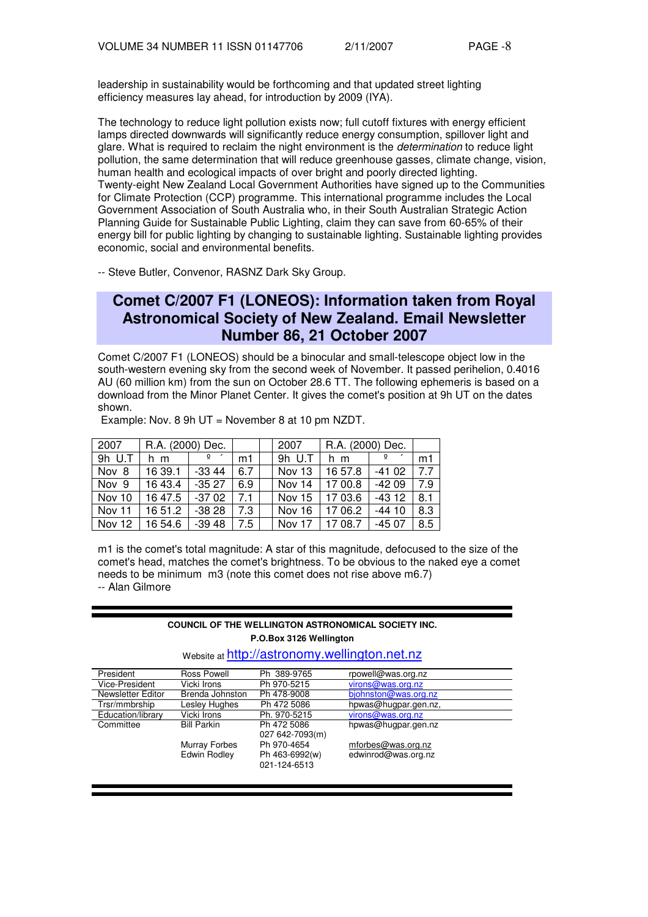leadership in sustainability would be forthcoming and that updated street lighting efficiency measures lay ahead, for introduction by 2009 (IYA).

The technology to reduce light pollution exists now; full cutoff fixtures with energy efficient lamps directed downwards will significantly reduce energy consumption, spillover light and glare. What is required to reclaim the night environment is the *determination* to reduce light pollution, the same determination that will reduce greenhouse gasses, climate change, vision, human health and ecological impacts of over bright and poorly directed lighting.
Twenty-eight New Zealand Local Government Authorities have signed up to the Communities for Climate Protection (CCP) programme. This international programme includes the Local Government Association of South Australia who, in their South Australian Strategic Action Planning Guide for Sustainable Public Lighting, claim they can save from 60-65% of their energy bill for public lighting by changing to sustainable lighting. Sustainable lighting provides economic, social and environmental benefits.

-- Steve Butler, Convenor, RASNZ Dark Sky Group.

## Comet C/2007 F1 (LONEOS): Information taken from Royal Astronomical Society of New Zealand. Email Newsletter Number 86, 21 October 2007

Comet C/2007 F1 (LONEOS) should be a binocular and small-telescope object low in the south-western evening sky from the second week of November. It passed perihelion, 0.4016 AU (60 million km) from the sun on October 28.6 TT. The following ephemeris is based on a download from the Minor Planet Center. It gives the comet's position at 9h UT on the dates shown.

Example: Nov. 8 9h UT = November 8 at 10 pm NZDT.

| 2007 | R.A. (2000) Dec. | | | | 2007 | R.A. (2000) Dec. | | |
|---|---|---|---|---|---|---|---|---|
| 9h U.T | h m | º ′ | m1 | | 9h U.T | h m | º ′ | m1 |
| Nov 8 | 16 39.1 | -33 44 | 6.7 | | Nov 13 | 16 57.8 | -41 02 | 7.7 |
| Nov 9 | 16 43.4 | -35 27 | 6.9 | | Nov 14 | 17 00.8 | -42 09 | 7.9 |
| Nov 10 | 16 47.5 | -37 02 | 7.1 | | Nov 15 | 17 03.6 | -43 12 | 8.1 |
| Nov 11 | 16 51.2 | -38 28 | 7.3 | | Nov 16 | 17 06.2 | -44 10 | 8.3 |
| Nov 12 | 16 54.6 | -39 48 | 7.5 | | Nov 17 | 17 08.7 | -45 07 | 8.5 |

m1 is the comet's total magnitude: A star of this magnitude, defocused to the size of the comet's head, matches the comet's brightness. To be obvious to the naked eye a comet needs to be minimum m3 (note this comet does not rise above m6.7)
-- Alan Gilmore

**COUNCIL OF THE WELLINGTON ASTRONOMICAL SOCIETY INC.**
**P.O.Box 3126 Wellington**
Website at http://astronomy.wellington.net.nz

| | | | |
|---|---|---|---|
| President | Ross Powell | Ph 389-9765 | rpowell@was.org.nz |
| Vice-President | Vicki Irons | Ph 970-5215 | virons@was.org.nz |
| Newsletter Editor | Brenda Johnston | Ph 478-9008 | bjohnston@was.org.nz |
| Trsr/mmbrship | Lesley Hughes | Ph 472 5086 | hpwas@hugpar.gen.nz, |
| Education/library | Vicki Irons | Ph. 970-5215 | virons@was.org.nz |
| Committee | Bill Parkin | Ph 472 5086<br>027 642-7093(m) | hpwas@hugpar.gen.nz |
| | Murray Forbes | Ph 970-4654 | mforbes@was.org.nz |
| | Edwin Rodley | Ph 463-6992(w)<br>021-124-6513 | edwinrod@was.org.nz |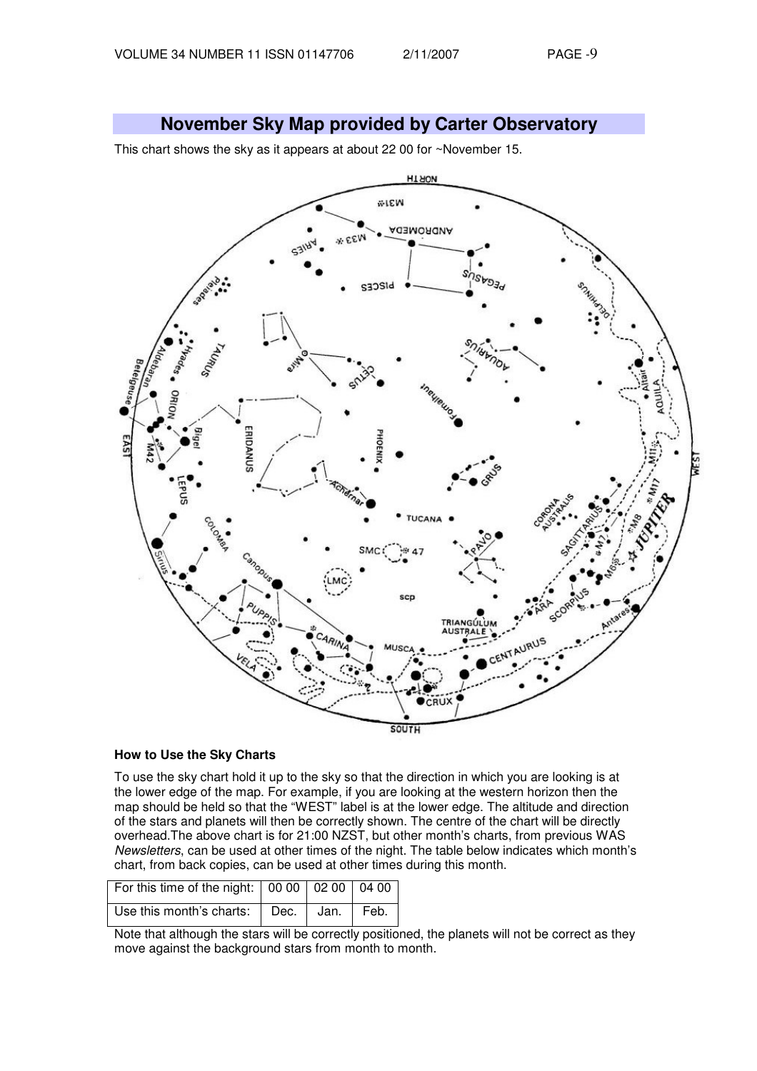## November Sky Map provided by Carter Observatory

This chart shows the sky as it appears at about 22 00 for ~November 15.

### How to Use the Sky Charts

To use the sky chart hold it up to the sky so that the direction in which you are looking is at the lower edge of the map. For example, if you are looking at the western horizon then the map should be held so that the "WEST" label is at the lower edge. The altitude and direction of the stars and planets will then be correctly shown. The centre of the chart will be directly overhead.The above chart is for 21:00 NZST, but other month's charts, from previous WAS *Newsletters*, can be used at other times of the night. The table below indicates which month's chart, from back copies, can be used at other times during this month.

| For this time of the night: | 00 00 | 02 00 | 04 00 |
|---|---|---|---|
| Use this month's charts: | Dec. | Jan. | Feb. |

Note that although the stars will be correctly positioned, the planets will not be correct as they move against the background stars from month to month.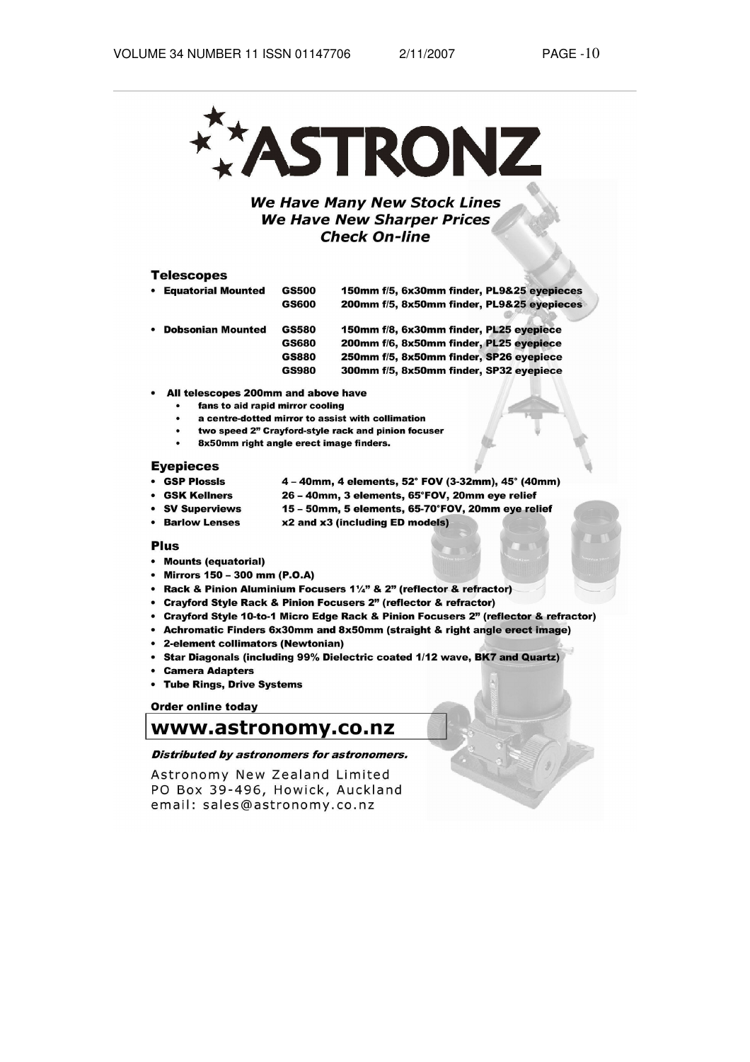# ASTRONZ

*We Have Many New Stock Lines*
*We Have New Sharper Prices*
*Check On-line*

## Telescopes

| | | |
|---|---|---|
| • **Equatorial Mounted** | **GS500** | **150mm f/5, 6x30mm finder, PL9&25 eyepieces** |
| | **GS600** | **200mm f/5, 8x50mm finder, PL9&25 eyepieces** |
| • **Dobsonian Mounted** | **GS580** | **150mm f/8, 6x30mm finder, PL25 eyepiece** |
| | **GS680** | **200mm f/6, 8x50mm finder, PL25 eyepiece** |
| | **GS880** | **250mm f/5, 8x50mm finder, SP26 eyepiece** |
| | **GS980** | **300mm f/5, 8x50mm finder, SP32 eyepiece** |

- **All telescopes 200mm and above have**
  - **fans to aid rapid mirror cooling**
  - **a centre-dotted mirror to assist with collimation**
  - **two speed 2" Crayford-style rack and pinion focuser**
  - **8x50mm right angle erect image finders.**

## Eyepieces

| | |
|---|---|
| • **GSP Plossls** | **4 – 40mm, 4 elements, 52° FOV (3-32mm), 45° (40mm)** |
| • **GSK Kellners** | **26 – 40mm, 3 elements, 65°FOV, 20mm eye relief** |
| • **SV Superviews** | **15 – 50mm, 5 elements, 65-70°FOV, 20mm eye relief** |
| • **Barlow Lenses** | **x2 and x3 (including ED models)** |

## Plus

- **Mounts (equatorial)**
- **Mirrors 150 – 300 mm (P.O.A)**
- **Rack & Pinion Aluminium Focusers 1¼" & 2" (reflector & refractor)**
- **Crayford Style Rack & Pinion Focusers 2" (reflector & refractor)**
- **Crayford Style 10-to-1 Micro Edge Rack & Pinion Focusers 2" (reflector & refractor)**
- **Achromatic Finders 6x30mm and 8x50mm (straight & right angle erect image)**
- **2-element collimators (Newtonian)**
- **Star Diagonals (including 99% Dielectric coated 1/12 wave, BK7 and Quartz)**
- **Camera Adapters**
- **Tube Rings, Drive Systems**

**Order online today**

**www.astronomy.co.nz**

***Distributed by astronomers for astronomers.***

Astronomy New Zealand Limited
PO Box 39-496, Howick, Auckland
email: sales@astronomy.co.nz